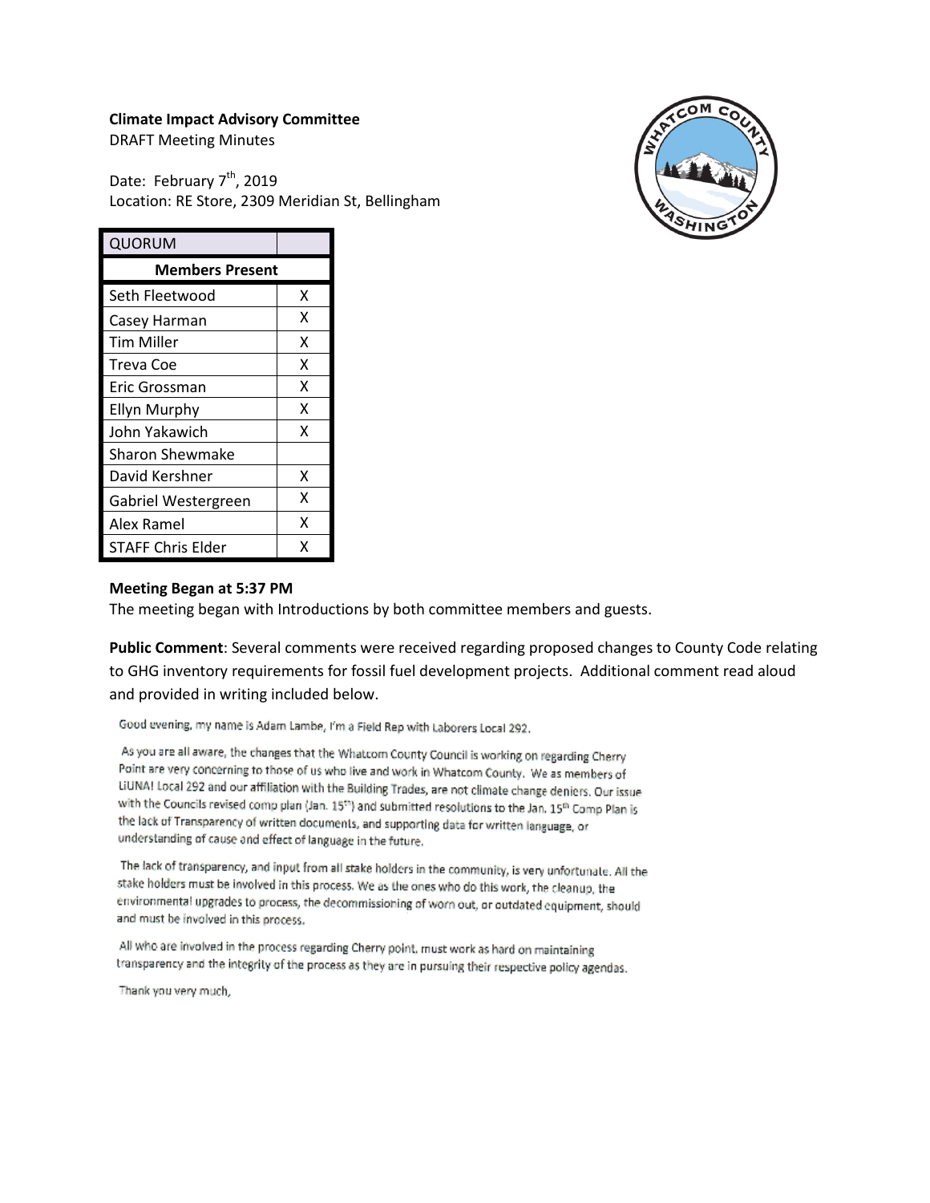**Climate Impact Advisory Committee**
DRAFT Meeting Minutes

Date: February 7th, 2019
Location: RE Store, 2309 Meridian St, Bellingham

| QUORUM | |
|---|---|
| **Members Present** | |
| Seth Fleetwood | X |
| Casey Harman | X |
| Tim Miller | X |
| Treva Coe | X |
| Eric Grossman | X |
| Ellyn Murphy | X |
| John Yakawich | X |
| Sharon Shewmake | |
| David Kershner | X |
| Gabriel Westergreen | X |
| Alex Ramel | X |
| STAFF Chris Elder | X |

**Meeting Began at 5:37 PM**
The meeting began with Introductions by both committee members and guests.

**Public Comment**: Several comments were received regarding proposed changes to County Code relating to GHG inventory requirements for fossil fuel development projects. Additional comment read aloud and provided in writing included below.

Good evening, my name is Adam Lambe, I'm a Field Rep with Laborers Local 292.

As you are all aware, the changes that the Whatcom County Council is working on regarding Cherry Point are very concerning to those of us who live and work in Whatcom County. We as members of LiUNA! Local 292 and our affiliation with the Building Trades, are not climate change deniers. Our issue with the Councils revised comp plan (Jan. 15th) and submitted resolutions to the Jan. 15th Comp Plan is the lack of Transparency of written documents, and supporting data for written language, or understanding of cause and effect of language in the future.

The lack of transparency, and input from all stake holders in the community, is very unfortunate. All the stake holders must be involved in this process. We as the ones who do this work, the cleanup, the environmental upgrades to process, the decommissioning of worn out, or outdated equipment, should and must be involved in this process.

All who are involved in the process regarding Cherry point, must work as hard on maintaining transparency and the integrity of the process as they are in pursuing their respective policy agendas.

Thank you very much,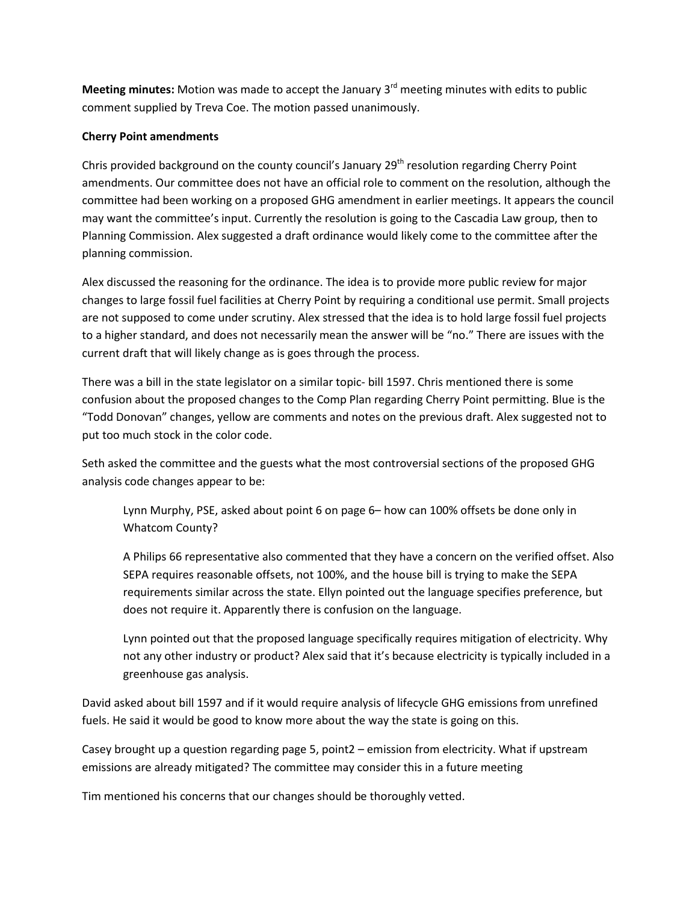**Meeting minutes:** Motion was made to accept the January 3rd meeting minutes with edits to public comment supplied by Treva Coe. The motion passed unanimously.

**Cherry Point amendments**

Chris provided background on the county council's January 29th resolution regarding Cherry Point amendments. Our committee does not have an official role to comment on the resolution, although the committee had been working on a proposed GHG amendment in earlier meetings. It appears the council may want the committee's input. Currently the resolution is going to the Cascadia Law group, then to Planning Commission. Alex suggested a draft ordinance would likely come to the committee after the planning commission.

Alex discussed the reasoning for the ordinance. The idea is to provide more public review for major changes to large fossil fuel facilities at Cherry Point by requiring a conditional use permit. Small projects are not supposed to come under scrutiny. Alex stressed that the idea is to hold large fossil fuel projects to a higher standard, and does not necessarily mean the answer will be "no." There are issues with the current draft that will likely change as is goes through the process.

There was a bill in the state legislator on a similar topic- bill 1597. Chris mentioned there is some confusion about the proposed changes to the Comp Plan regarding Cherry Point permitting. Blue is the "Todd Donovan" changes, yellow are comments and notes on the previous draft. Alex suggested not to put too much stock in the color code.

Seth asked the committee and the guests what the most controversial sections of the proposed GHG analysis code changes appear to be:

> Lynn Murphy, PSE, asked about point 6 on page 6– how can 100% offsets be done only in Whatcom County?
>
> A Philips 66 representative also commented that they have a concern on the verified offset. Also SEPA requires reasonable offsets, not 100%, and the house bill is trying to make the SEPA requirements similar across the state. Ellyn pointed out the language specifies preference, but does not require it. Apparently there is confusion on the language.
>
> Lynn pointed out that the proposed language specifically requires mitigation of electricity. Why not any other industry or product? Alex said that it's because electricity is typically included in a greenhouse gas analysis.

David asked about bill 1597 and if it would require analysis of lifecycle GHG emissions from unrefined fuels. He said it would be good to know more about the way the state is going on this.

Casey brought up a question regarding page 5, point2 – emission from electricity. What if upstream emissions are already mitigated? The committee may consider this in a future meeting

Tim mentioned his concerns that our changes should be thoroughly vetted.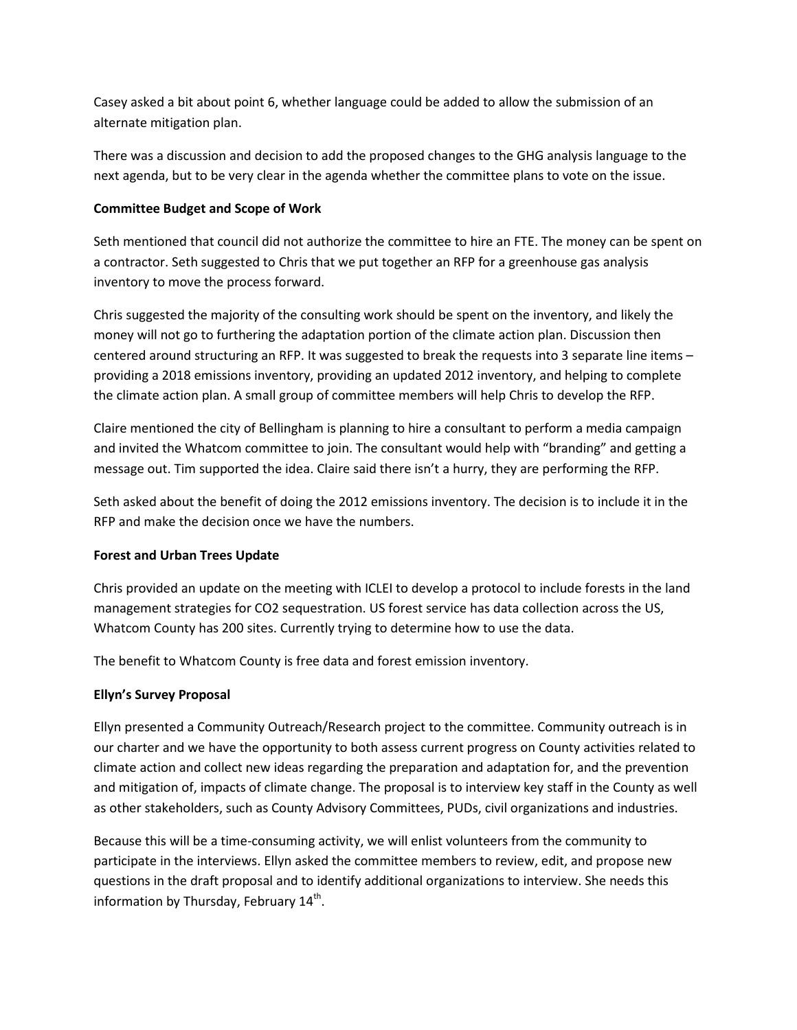Casey asked a bit about point 6, whether language could be added to allow the submission of an alternate mitigation plan.

There was a discussion and decision to add the proposed changes to the GHG analysis language to the next agenda, but to be very clear in the agenda whether the committee plans to vote on the issue.

**Committee Budget and Scope of Work**

Seth mentioned that council did not authorize the committee to hire an FTE. The money can be spent on a contractor. Seth suggested to Chris that we put together an RFP for a greenhouse gas analysis inventory to move the process forward.

Chris suggested the majority of the consulting work should be spent on the inventory, and likely the money will not go to furthering the adaptation portion of the climate action plan. Discussion then centered around structuring an RFP. It was suggested to break the requests into 3 separate line items – providing a 2018 emissions inventory, providing an updated 2012 inventory, and helping to complete the climate action plan. A small group of committee members will help Chris to develop the RFP.

Claire mentioned the city of Bellingham is planning to hire a consultant to perform a media campaign and invited the Whatcom committee to join. The consultant would help with "branding" and getting a message out. Tim supported the idea. Claire said there isn't a hurry, they are performing the RFP.

Seth asked about the benefit of doing the 2012 emissions inventory. The decision is to include it in the RFP and make the decision once we have the numbers.

**Forest and Urban Trees Update**

Chris provided an update on the meeting with ICLEI to develop a protocol to include forests in the land management strategies for $CO_2$ sequestration. US forest service has data collection across the US, Whatcom County has 200 sites. Currently trying to determine how to use the data.

The benefit to Whatcom County is free data and forest emission inventory.

**Ellyn's Survey Proposal**

Ellyn presented a Community Outreach/Research project to the committee. Community outreach is in our charter and we have the opportunity to both assess current progress on County activities related to climate action and collect new ideas regarding the preparation and adaptation for, and the prevention and mitigation of, impacts of climate change. The proposal is to interview key staff in the County as well as other stakeholders, such as County Advisory Committees, PUDs, civil organizations and industries.

Because this will be a time-consuming activity, we will enlist volunteers from the community to participate in the interviews. Ellyn asked the committee members to review, edit, and propose new questions in the draft proposal and to identify additional organizations to interview. She needs this information by Thursday, February 14th.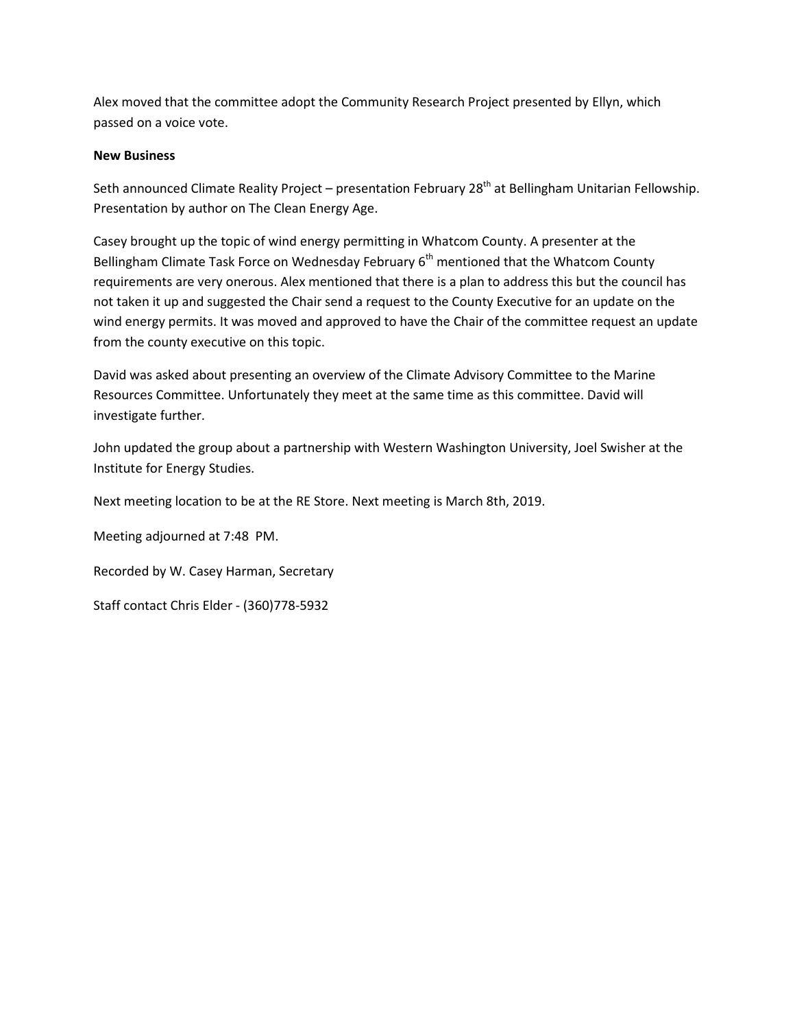Alex moved that the committee adopt the Community Research Project presented by Ellyn, which passed on a voice vote.

**New Business**

Seth announced Climate Reality Project – presentation February 28th at Bellingham Unitarian Fellowship. Presentation by author on The Clean Energy Age.

Casey brought up the topic of wind energy permitting in Whatcom County. A presenter at the Bellingham Climate Task Force on Wednesday February 6th mentioned that the Whatcom County requirements are very onerous. Alex mentioned that there is a plan to address this but the council has not taken it up and suggested the Chair send a request to the County Executive for an update on the wind energy permits. It was moved and approved to have the Chair of the committee request an update from the county executive on this topic.

David was asked about presenting an overview of the Climate Advisory Committee to the Marine Resources Committee. Unfortunately they meet at the same time as this committee. David will investigate further.

John updated the group about a partnership with Western Washington University, Joel Swisher at the Institute for Energy Studies.

Next meeting location to be at the RE Store. Next meeting is March 8th, 2019.

Meeting adjourned at 7:48 PM.

Recorded by W. Casey Harman, Secretary

Staff contact Chris Elder - (360)778-5932